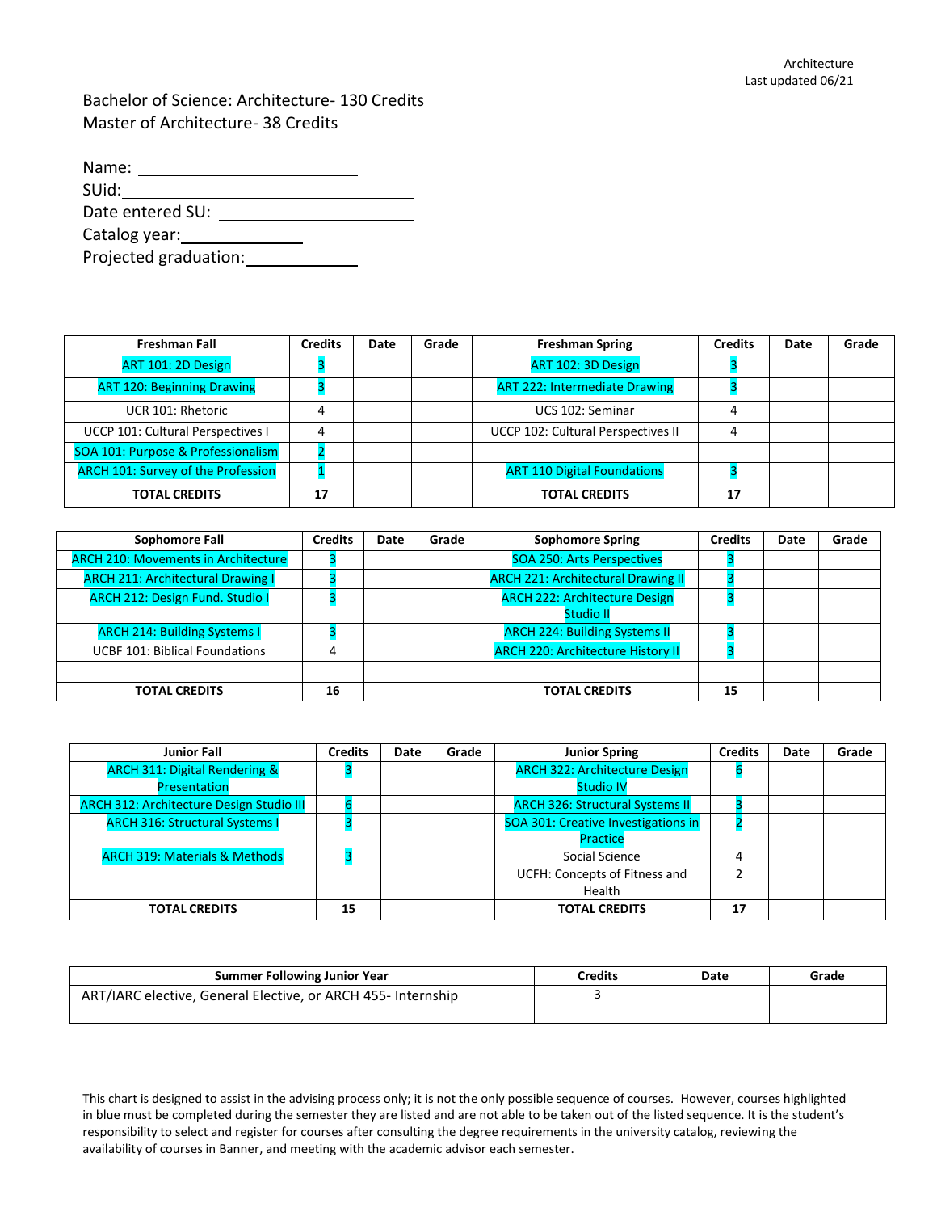Architecture
Last updated 06/21

Bachelor of Science: Architecture- 130 Credits
Master of Architecture- 38 Credits

Name: ____________________
SUid: ____________________
Date entered SU: ____________________
Catalog year: ____________
Projected graduation: ____________

| Freshman Fall | Credits | Date | Grade | Freshman Spring | Credits | Date | Grade |
|---|---|---|---|---|---|---|---|
| ART 101: 2D Design | 3 | | | ART 102: 3D Design | 3 | | |
| ART 120: Beginning Drawing | 3 | | | ART 222: Intermediate Drawing | 3 | | |
| UCR 101: Rhetoric | 4 | | | UCS 102: Seminar | 4 | | |
| UCCP 101: Cultural Perspectives I | 4 | | | UCCP 102: Cultural Perspectives II | 4 | | |
| SOA 101: Purpose & Professionalism | 2 | | | | | | |
| ARCH 101: Survey of the Profession | 1 | | | ART 110 Digital Foundations | 3 | | |
| **TOTAL CREDITS** | **17** | | | **TOTAL CREDITS** | **17** | | |

| Sophomore Fall | Credits | Date | Grade | Sophomore Spring | Credits | Date | Grade |
|---|---|---|---|---|---|---|---|
| ARCH 210: Movements in Architecture | 3 | | | SOA 250: Arts Perspectives | 3 | | |
| ARCH 211: Architectural Drawing I | 3 | | | ARCH 221: Architectural Drawing II | 3 | | |
| ARCH 212: Design Fund. Studio I | 3 | | | ARCH 222: Architecture Design Studio II | 3 | | |
| ARCH 214: Building Systems I | 3 | | | ARCH 224: Building Systems II | 3 | | |
| UCBF 101: Biblical Foundations | 4 | | | ARCH 220: Architecture History II | 3 | | |
| | | | | | | | |
| **TOTAL CREDITS** | **16** | | | **TOTAL CREDITS** | **15** | | |

| Junior Fall | Credits | Date | Grade | Junior Spring | Credits | Date | Grade |
|---|---|---|---|---|---|---|---|
| ARCH 311: Digital Rendering & Presentation | 3 | | | ARCH 322: Architecture Design Studio IV | 6 | | |
| ARCH 312: Architecture Design Studio III | 6 | | | ARCH 326: Structural Systems II | 3 | | |
| ARCH 316: Structural Systems I | 3 | | | SOA 301: Creative Investigations in Practice | 2 | | |
| ARCH 319: Materials & Methods | 3 | | | Social Science | 4 | | |
| | | | | UCFH: Concepts of Fitness and Health | 2 | | |
| **TOTAL CREDITS** | **15** | | | **TOTAL CREDITS** | **17** | | |

| Summer Following Junior Year | Credits | Date | Grade |
|---|---|---|---|
| ART/IARC elective, General Elective, or ARCH 455- Internship | 3 | | |

This chart is designed to assist in the advising process only; it is not the only possible sequence of courses. However, courses highlighted in blue must be completed during the semester they are listed and are not able to be taken out of the listed sequence. It is the student's responsibility to select and register for courses after consulting the degree requirements in the university catalog, reviewing the availability of courses in Banner, and meeting with the academic advisor each semester.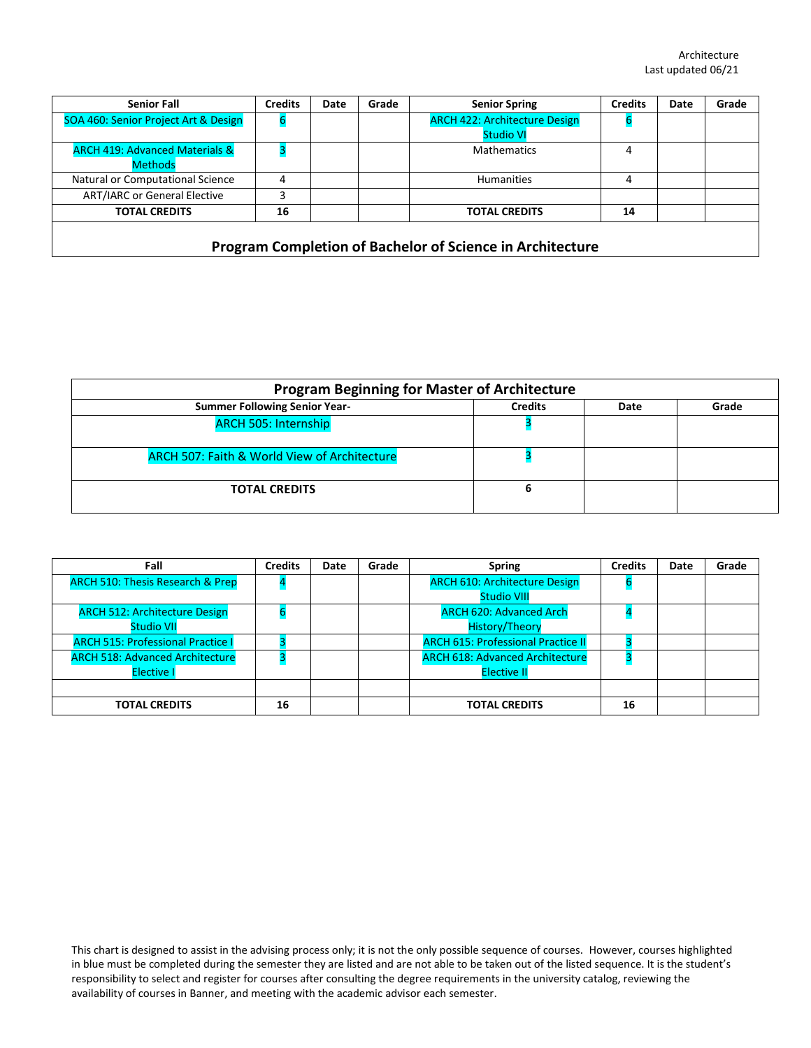| Senior Fall | Credits | Date | Grade | Senior Spring | Credits | Date | Grade |
|---|---|---|---|---|---|---|---|
| SOA 460: Senior Project Art & Design | 6 | | | ARCH 422: Architecture Design Studio VI | 6 | | |
| ARCH 419: Advanced Materials & Methods | 3 | | | Mathematics | 4 | | |
| Natural or Computational Science | 4 | | | Humanities | 4 | | |
| ART/IARC or General Elective | 3 | | | | | | |
| **TOTAL CREDITS** | **16** | | | **TOTAL CREDITS** | **14** | | |

## Program Completion of Bachelor of Science in Architecture

## Program Beginning for Master of Architecture

| Summer Following Senior Year- | Credits | Date | Grade |
|---|---|---|---|
| ARCH 505: Internship | 3 | | |
| ARCH 507: Faith & World View of Architecture | 3 | | |
| **TOTAL CREDITS** | **6** | | |

| Fall | Credits | Date | Grade | Spring | Credits | Date | Grade |
|---|---|---|---|---|---|---|---|
| ARCH 510: Thesis Research & Prep | 4 | | | ARCH 610: Architecture Design Studio VIII | 6 | | |
| ARCH 512: Architecture Design Studio VII | 6 | | | ARCH 620: Advanced Arch History/Theory | 4 | | |
| ARCH 515: Professional Practice I | 3 | | | ARCH 615: Professional Practice II | 3 | | |
| ARCH 518: Advanced Architecture Elective I | 3 | | | ARCH 618: Advanced Architecture Elective II | 3 | | |
| | | | | | | | |
| **TOTAL CREDITS** | **16** | | | **TOTAL CREDITS** | **16** | | |

This chart is designed to assist in the advising process only; it is not the only possible sequence of courses. However, courses highlighted in blue must be completed during the semester they are listed and are not able to be taken out of the listed sequence. It is the student's responsibility to select and register for courses after consulting the degree requirements in the university catalog, reviewing the availability of courses in Banner, and meeting with the academic advisor each semester.